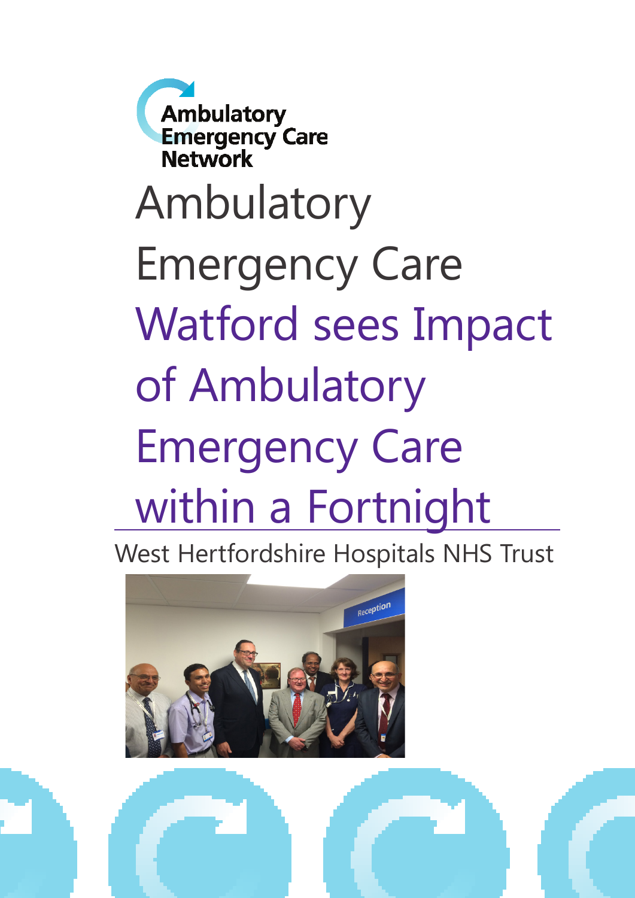Ambulatory Emergency Care Network

# Ambulatory Emergency Care

# Watford sees Impact of Ambulatory Emergency Care within a Fortnight

West Hertfordshire Hospitals NHS Trust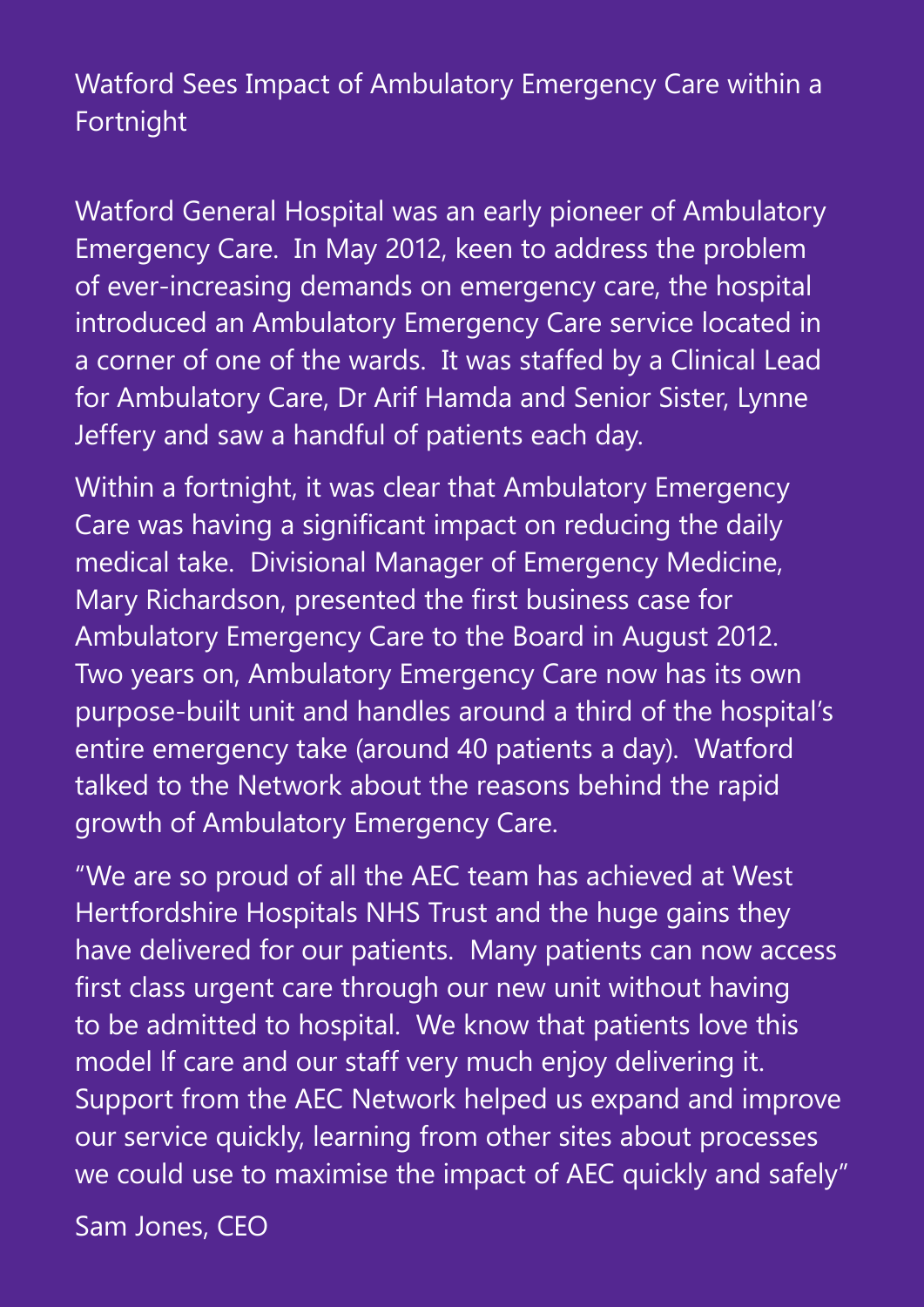# Watford Sees Impact of Ambulatory Emergency Care within a Fortnight

Watford General Hospital was an early pioneer of Ambulatory Emergency Care. In May 2012, keen to address the problem of ever-increasing demands on emergency care, the hospital introduced an Ambulatory Emergency Care service located in a corner of one of the wards. It was staffed by a Clinical Lead for Ambulatory Care, Dr Arif Hamda and Senior Sister, Lynne Jeffery and saw a handful of patients each day.

Within a fortnight, it was clear that Ambulatory Emergency Care was having a significant impact on reducing the daily medical take. Divisional Manager of Emergency Medicine, Mary Richardson, presented the first business case for Ambulatory Emergency Care to the Board in August 2012. Two years on, Ambulatory Emergency Care now has its own purpose-built unit and handles around a third of the hospital's entire emergency take (around 40 patients a day). Watford talked to the Network about the reasons behind the rapid growth of Ambulatory Emergency Care.

"We are so proud of all the AEC team has achieved at West Hertfordshire Hospitals NHS Trust and the huge gains they have delivered for our patients. Many patients can now access first class urgent care through our new unit without having to be admitted to hospital. We know that patients love this model lf care and our staff very much enjoy delivering it. Support from the AEC Network helped us expand and improve our service quickly, learning from other sites about processes we could use to maximise the impact of AEC quickly and safely"

Sam Jones, CEO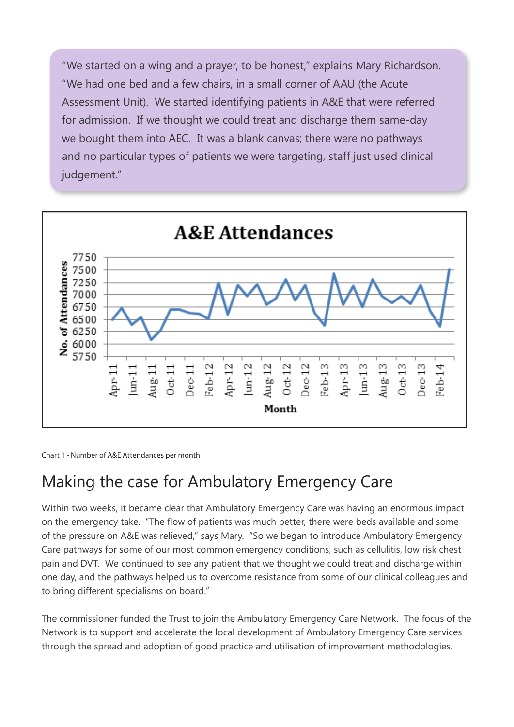"We started on a wing and a prayer, to be honest," explains Mary Richardson. "We had one bed and a few chairs, in a small corner of AAU (the Acute Assessment Unit). We started identifying patients in A&E that were referred for admission. If we thought we could treat and discharge them same-day we bought them into AEC. It was a blank canvas; there were no pathways and no particular types of patients we were targeting, staff just used clinical judgement."

Chart 1 - Number of A&E Attendances per month

## Making the case for Ambulatory Emergency Care

Within two weeks, it became clear that Ambulatory Emergency Care was having an enormous impact on the emergency take. "The flow of patients was much better, there were beds available and some of the pressure on A&E was relieved," says Mary. "So we began to introduce Ambulatory Emergency Care pathways for some of our most common emergency conditions, such as cellulitis, low risk chest pain and DVT. We continued to see any patient that we thought we could treat and discharge within one day, and the pathways helped us to overcome resistance from some of our clinical colleagues and to bring different specialisms on board."

The commissioner funded the Trust to join the Ambulatory Emergency Care Network. The focus of the Network is to support and accelerate the local development of Ambulatory Emergency Care services through the spread and adoption of good practice and utilisation of improvement methodologies.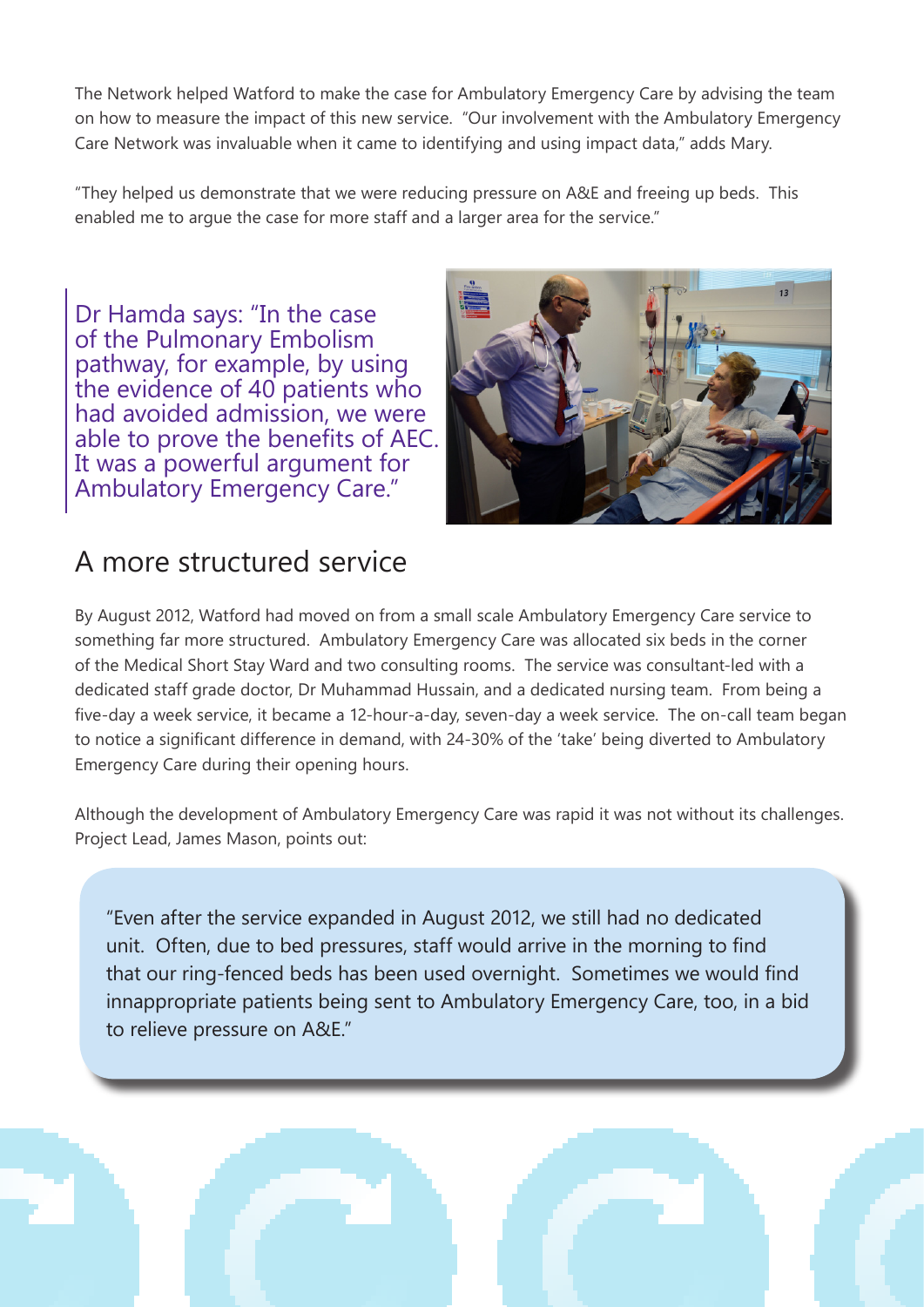The Network helped Watford to make the case for Ambulatory Emergency Care by advising the team on how to measure the impact of this new service. "Our involvement with the Ambulatory Emergency Care Network was invaluable when it came to identifying and using impact data," adds Mary.

"They helped us demonstrate that we were reducing pressure on A&E and freeing up beds. This enabled me to argue the case for more staff and a larger area for the service."

> Dr Hamda says: "In the case of the Pulmonary Embolism pathway, for example, by using the evidence of 40 patients who had avoided admission, we were able to prove the benefits of AEC. It was a powerful argument for Ambulatory Emergency Care."

## A more structured service

By August 2012, Watford had moved on from a small scale Ambulatory Emergency Care service to something far more structured. Ambulatory Emergency Care was allocated six beds in the corner of the Medical Short Stay Ward and two consulting rooms. The service was consultant-led with a dedicated staff grade doctor, Dr Muhammad Hussain, and a dedicated nursing team. From being a five-day a week service, it became a 12-hour-a-day, seven-day a week service. The on-call team began to notice a significant difference in demand, with 24-30% of the 'take' being diverted to Ambulatory Emergency Care during their opening hours.

Although the development of Ambulatory Emergency Care was rapid it was not without its challenges. Project Lead, James Mason, points out:

> "Even after the service expanded in August 2012, we still had no dedicated unit. Often, due to bed pressures, staff would arrive in the morning to find that our ring-fenced beds has been used overnight. Sometimes we would find innappropriate patients being sent to Ambulatory Emergency Care, too, in a bid to relieve pressure on A&E."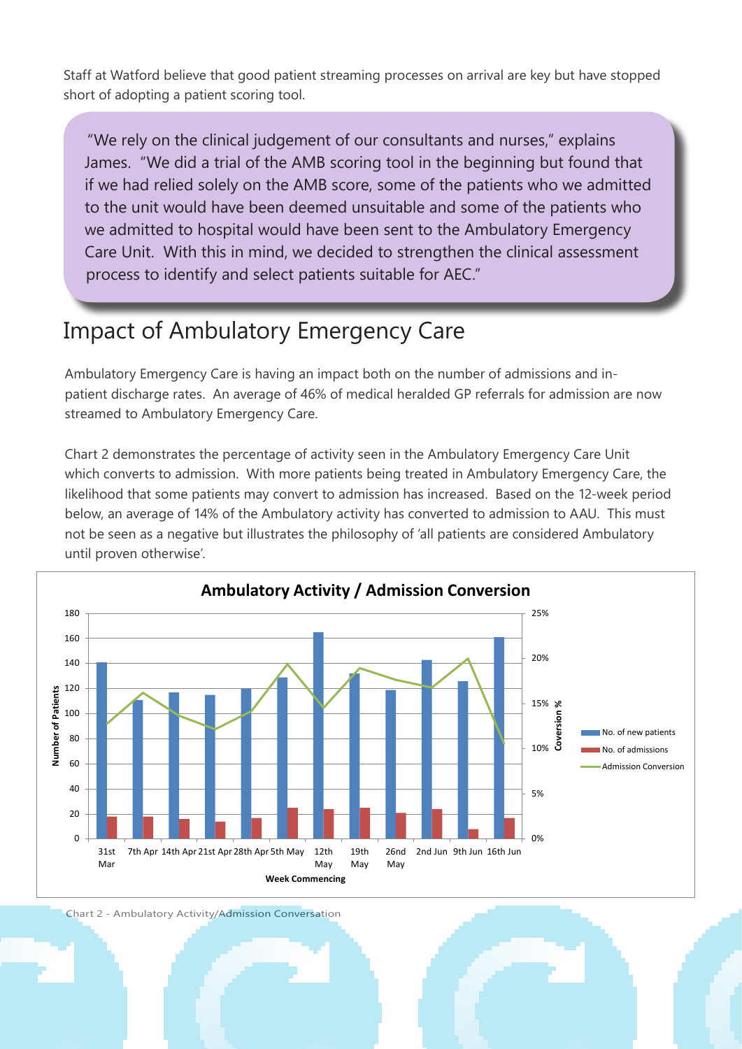Staff at Watford believe that good patient streaming processes on arrival are key but have stopped short of adopting a patient scoring tool.

> "We rely on the clinical judgement of our consultants and nurses," explains James. "We did a trial of the AMB scoring tool in the beginning but found that if we had relied solely on the AMB score, some of the patients who we admitted to the unit would have been deemed unsuitable and some of the patients who we admitted to hospital would have been sent to the Ambulatory Emergency Care Unit. With this in mind, we decided to strengthen the clinical assessment process to identify and select patients suitable for AEC."

# Impact of Ambulatory Emergency Care

Ambulatory Emergency Care is having an impact both on the number of admissions and in-patient discharge rates. An average of 46% of medical heralded GP referrals for admission are now streamed to Ambulatory Emergency Care.

Chart 2 demonstrates the percentage of activity seen in the Ambulatory Emergency Care Unit which converts to admission. With more patients being treated in Ambulatory Emergency Care, the likelihood that some patients may convert to admission has increased. Based on the 12-week period below, an average of 14% of the Ambulatory activity has converted to admission to AAU. This must not be seen as a negative but illustrates the philosophy of 'all patients are considered Ambulatory until proven otherwise'.

**Ambulatory Activity / Admission Conversion**

Chart 2 - Ambulatory Activity/Admission Conversation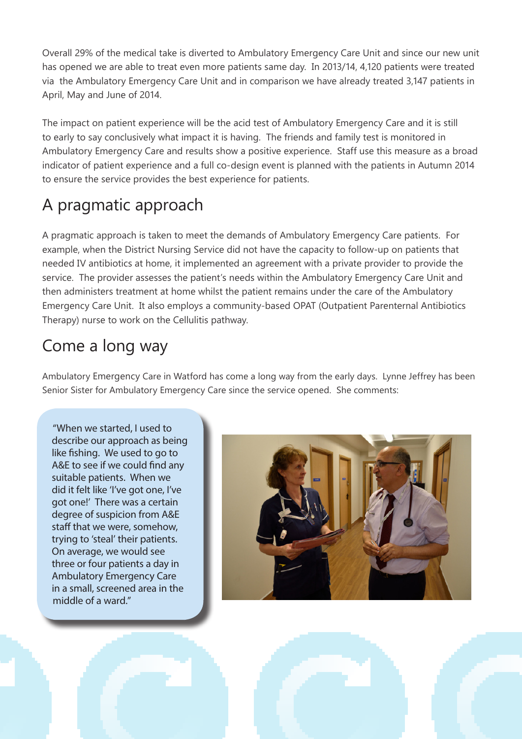Overall 29% of the medical take is diverted to Ambulatory Emergency Care Unit and since our new unit has opened we are able to treat even more patients same day. In 2013/14, 4,120 patients were treated via the Ambulatory Emergency Care Unit and in comparison we have already treated 3,147 patients in April, May and June of 2014.

The impact on patient experience will be the acid test of Ambulatory Emergency Care and it is still to early to say conclusively what impact it is having. The friends and family test is monitored in Ambulatory Emergency Care and results show a positive experience. Staff use this measure as a broad indicator of patient experience and a full co-design event is planned with the patients in Autumn 2014 to ensure the service provides the best experience for patients.

## A pragmatic approach

A pragmatic approach is taken to meet the demands of Ambulatory Emergency Care patients. For example, when the District Nursing Service did not have the capacity to follow-up on patients that needed IV antibiotics at home, it implemented an agreement with a private provider to provide the service. The provider assesses the patient's needs within the Ambulatory Emergency Care Unit and then administers treatment at home whilst the patient remains under the care of the Ambulatory Emergency Care Unit. It also employs a community-based OPAT (Outpatient Parenternal Antibiotics Therapy) nurse to work on the Cellulitis pathway.

## Come a long way

Ambulatory Emergency Care in Watford has come a long way from the early days. Lynne Jeffrey has been Senior Sister for Ambulatory Emergency Care since the service opened. She comments:

> "When we started, I used to describe our approach as being like fishing. We used to go to A&E to see if we could find any suitable patients. When we did it felt like 'I've got one, I've got one!' There was a certain degree of suspicion from A&E staff that we were, somehow, trying to 'steal' their patients. On average, we would see three or four patients a day in Ambulatory Emergency Care in a small, screened area in the middle of a ward."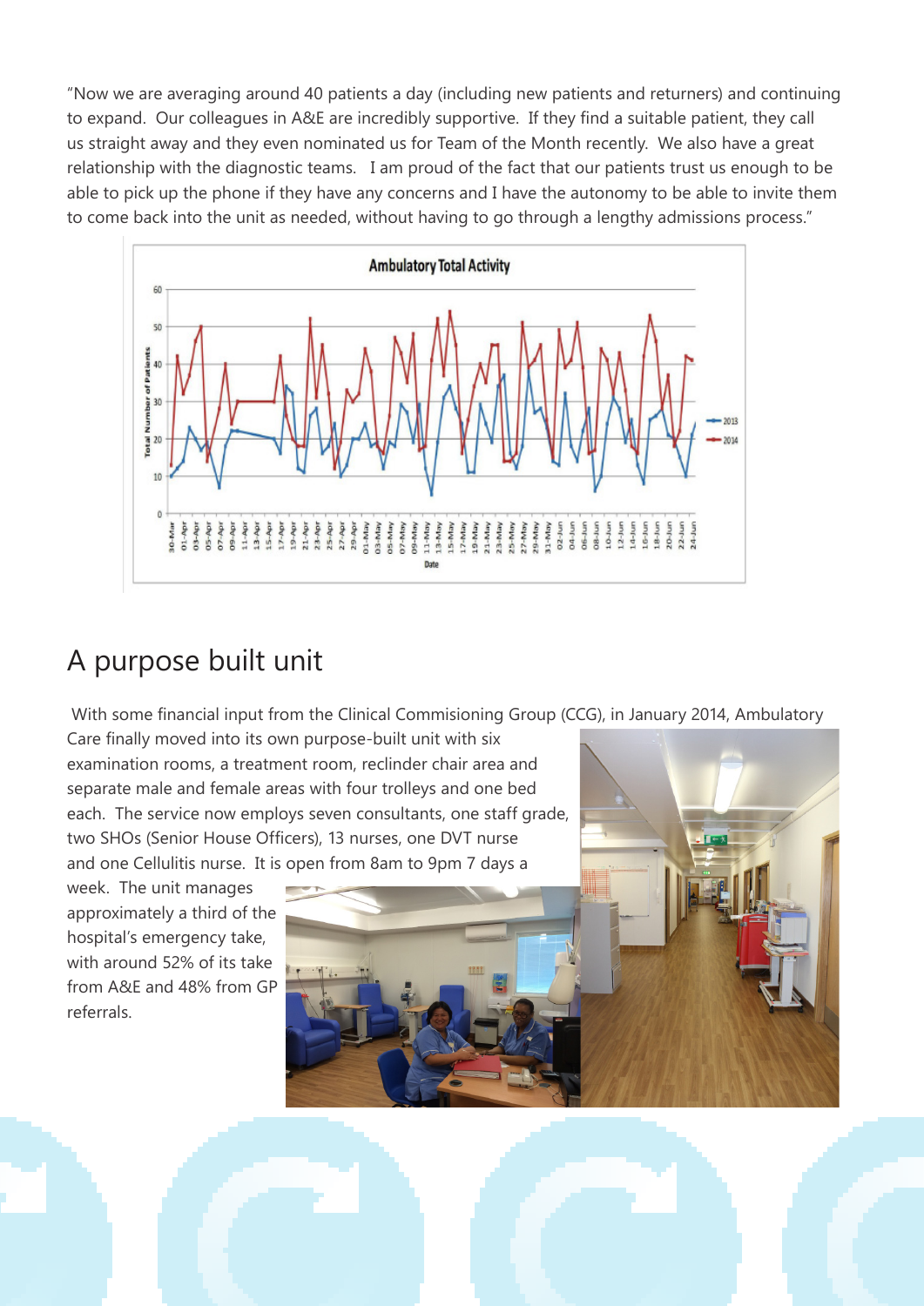"Now we are averaging around 40 patients a day (including new patients and returners) and continuing to expand. Our colleagues in A&E are incredibly supportive. If they find a suitable patient, they call us straight away and they even nominated us for Team of the Month recently. We also have a great relationship with the diagnostic teams. I am proud of the fact that our patients trust us enough to be able to pick up the phone if they have any concerns and I have the autonomy to be able to invite them to come back into the unit as needed, without having to go through a lengthy admissions process."

## A purpose built unit

With some financial input from the Clinical Commisioning Group (CCG), in January 2014, Ambulatory Care finally moved into its own purpose-built unit with six examination rooms, a treatment room, reclinder chair area and separate male and female areas with four trolleys and one bed each. The service now employs seven consultants, one staff grade, two SHOs (Senior House Officers), 13 nurses, one DVT nurse and one Cellulitis nurse. It is open from 8am to 9pm 7 days a week. The unit manages approximately a third of the hospital's emergency take, with around 52% of its take from A&E and 48% from GP referrals.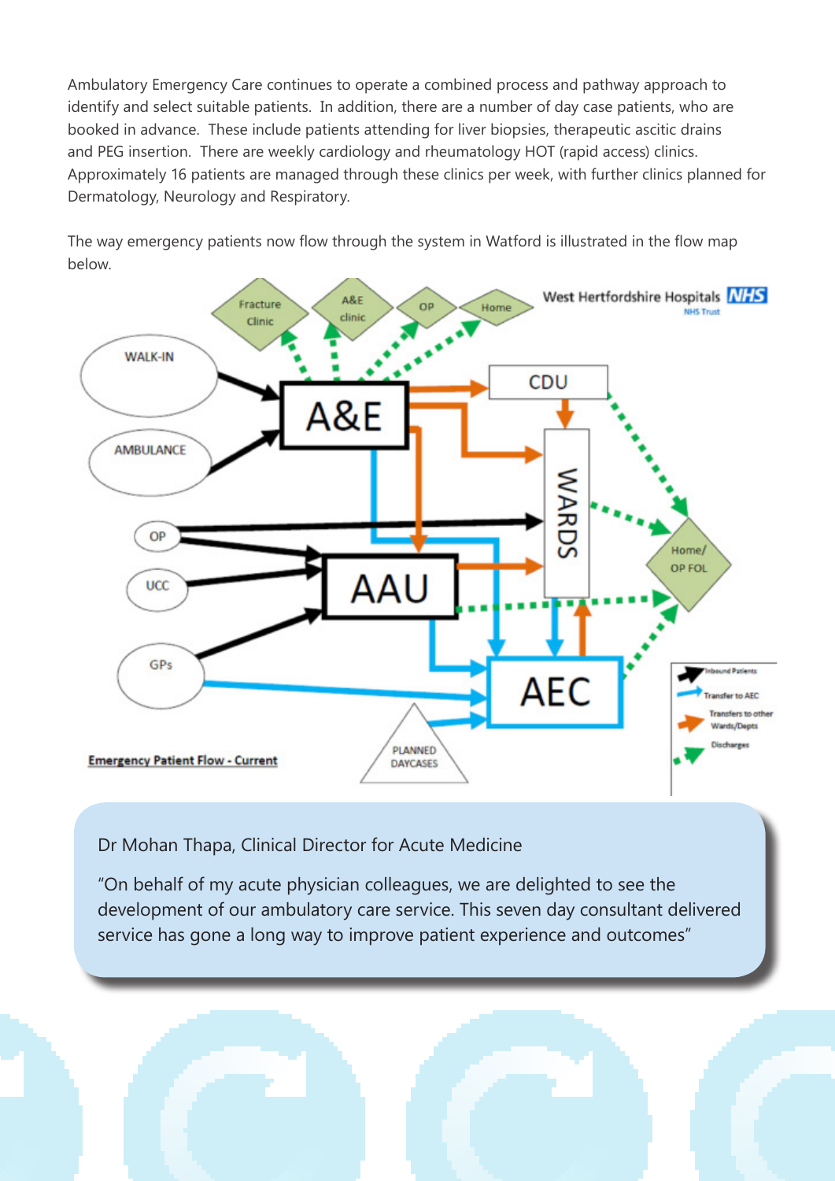Ambulatory Emergency Care continues to operate a combined process and pathway approach to identify and select suitable patients. In addition, there are a number of day case patients, who are booked in advance. These include patients attending for liver biopsies, therapeutic ascitic drains and PEG insertion. There are weekly cardiology and rheumatology HOT (rapid access) clinics. Approximately 16 patients are managed through these clinics per week, with further clinics planned for Dermatology, Neurology and Respiratory.

The way emergency patients now flow through the system in Watford is illustrated in the flow map below.

West Hertfordshire Hospitals NHS Trust

Fracture Clinic | A&E clinic | OP | Home

WALK-IN | AMBULANCE | A&E | CDU | WARDS | Home/ OP FOL

OP | UCC | AAU | GPs | AEC | PLANNED DAYCASES

Inbound Patients | Transfer to AEC | Transfers to other Wards/Depts | Discharges

**Emergency Patient Flow - Current**

Dr Mohan Thapa, Clinical Director for Acute Medicine

"On behalf of my acute physician colleagues, we are delighted to see the development of our ambulatory care service. This seven day consultant delivered service has gone a long way to improve patient experience and outcomes"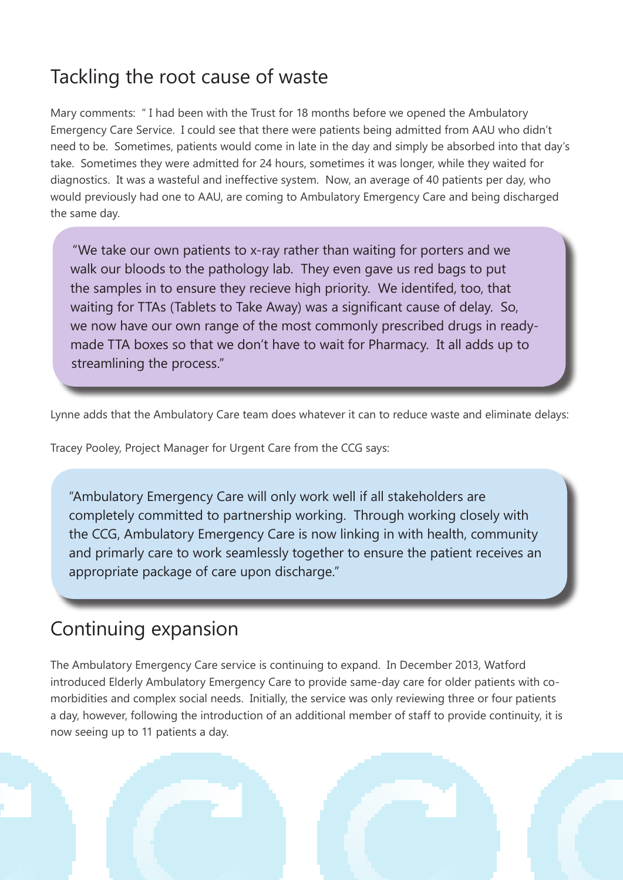## Tackling the root cause of waste

Mary comments: " I had been with the Trust for 18 months before we opened the Ambulatory Emergency Care Service. I could see that there were patients being admitted from AAU who didn't need to be. Sometimes, patients would come in late in the day and simply be absorbed into that day's take. Sometimes they were admitted for 24 hours, sometimes it was longer, while they waited for diagnostics. It was a wasteful and ineffective system. Now, an average of 40 patients per day, who would previously had one to AAU, are coming to Ambulatory Emergency Care and being discharged the same day.

> "We take our own patients to x-ray rather than waiting for porters and we walk our bloods to the pathology lab. They even gave us red bags to put the samples in to ensure they recieve high priority. We identifed, too, that waiting for TTAs (Tablets to Take Away) was a significant cause of delay. So, we now have our own range of the most commonly prescribed drugs in ready-made TTA boxes so that we don't have to wait for Pharmacy. It all adds up to streamlining the process."

Lynne adds that the Ambulatory Care team does whatever it can to reduce waste and eliminate delays:

Tracey Pooley, Project Manager for Urgent Care from the CCG says:

> "Ambulatory Emergency Care will only work well if all stakeholders are completely committed to partnership working. Through working closely with the CCG, Ambulatory Emergency Care is now linking in with health, community and primarly care to work seamlessly together to ensure the patient receives an appropriate package of care upon discharge."

## Continuing expansion

The Ambulatory Emergency Care service is continuing to expand. In December 2013, Watford introduced Elderly Ambulatory Emergency Care to provide same-day care for older patients with co-morbidities and complex social needs. Initially, the service was only reviewing three or four patients a day, however, following the introduction of an additional member of staff to provide continuity, it is now seeing up to 11 patients a day.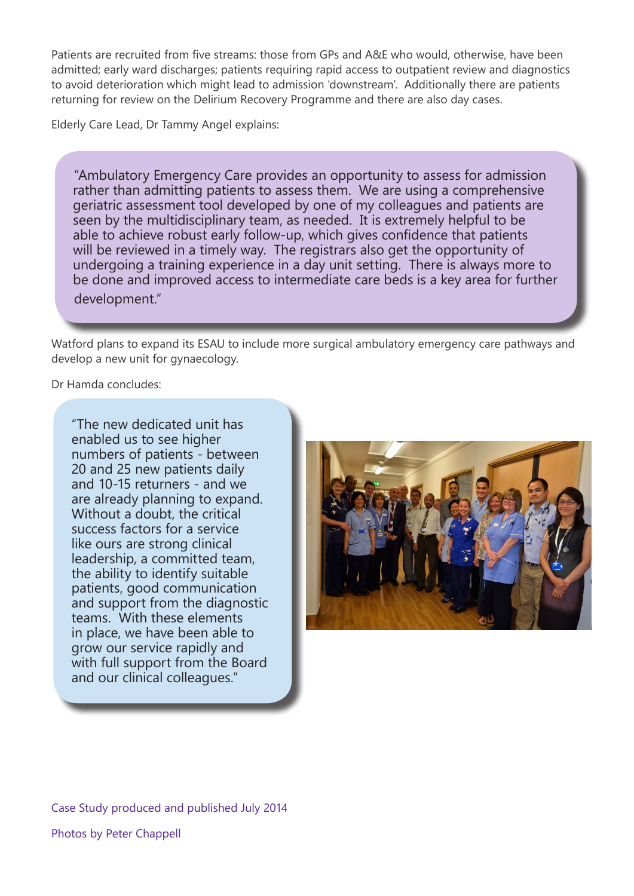Patients are recruited from five streams: those from GPs and A&E who would, otherwise, have been admitted; early ward discharges; patients requiring rapid access to outpatient review and diagnostics to avoid deterioration which might lead to admission 'downstream'. Additionally there are patients returning for review on the Delirium Recovery Programme and there are also day cases.

Elderly Care Lead, Dr Tammy Angel explains:

> "Ambulatory Emergency Care provides an opportunity to assess for admission rather than admitting patients to assess them. We are using a comprehensive geriatric assessment tool developed by one of my colleagues and patients are seen by the multidisciplinary team, as needed. It is extremely helpful to be able to achieve robust early follow-up, which gives confidence that patients will be reviewed in a timely way. The registrars also get the opportunity of undergoing a training experience in a day unit setting. There is always more to be done and improved access to intermediate care beds is a key area for further development."

Watford plans to expand its ESAU to include more surgical ambulatory emergency care pathways and develop a new unit for gynaecology.

Dr Hamda concludes:

> "The new dedicated unit has enabled us to see higher numbers of patients - between 20 and 25 new patients daily and 10-15 returners - and we are already planning to expand. Without a doubt, the critical success factors for a service like ours are strong clinical leadership, a committed team, the ability to identify suitable patients, good communication and support from the diagnostic teams. With these elements in place, we have been able to grow our service rapidly and with full support from the Board and our clinical colleagues."

Case Study produced and published July 2014

Photos by Peter Chappell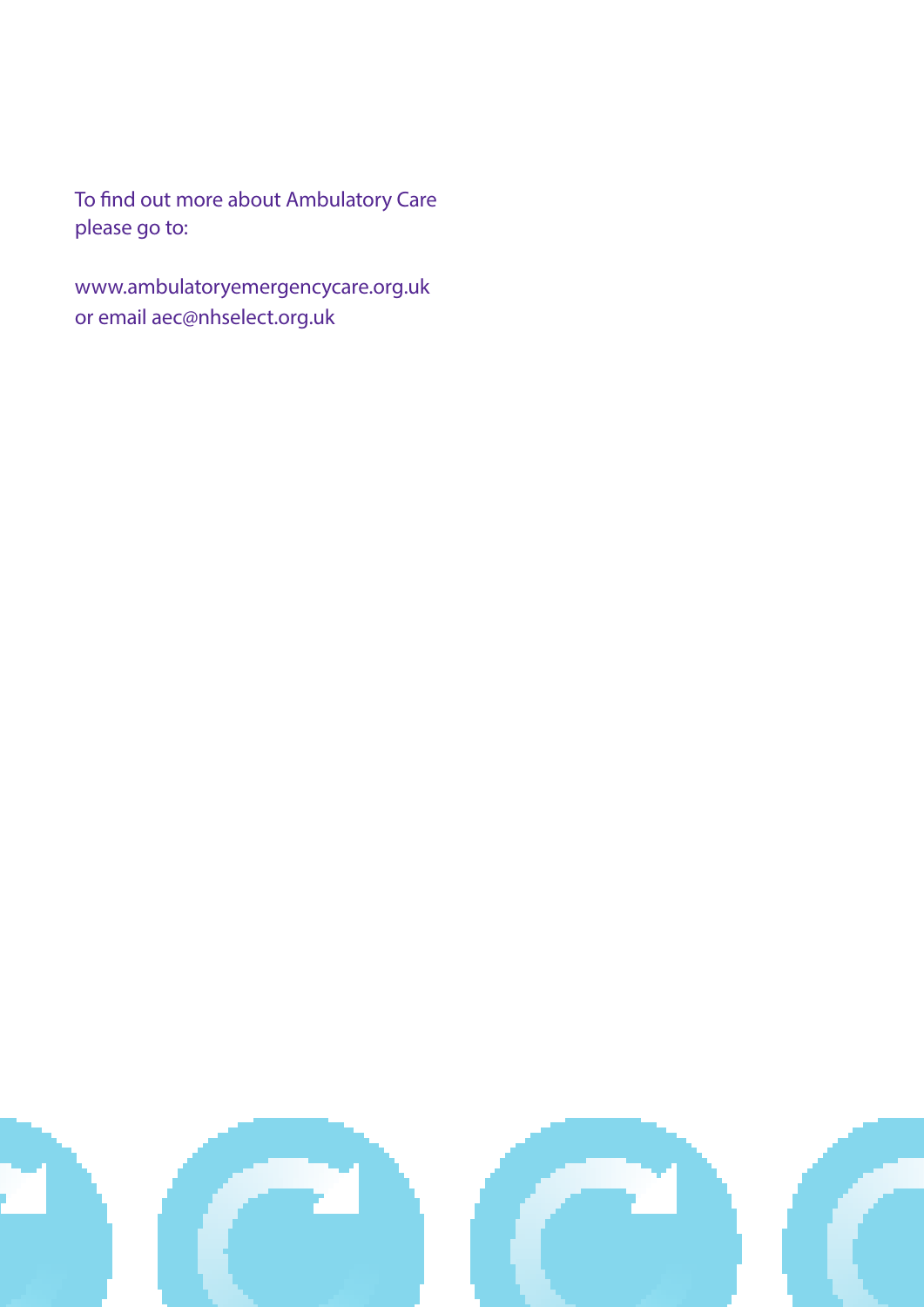To find out more about Ambulatory Care
please go to:

www.ambulatoryemergencycare.org.uk
or email aec@nhselect.org.uk